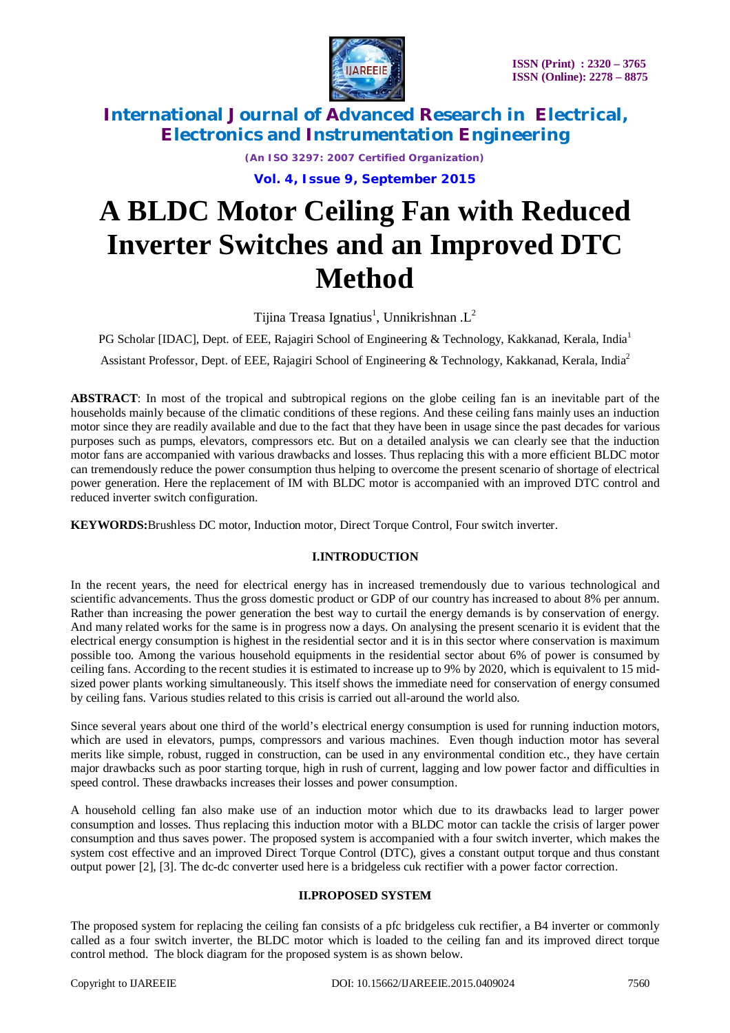# A BLDC Motor Ceiling Fan with Reduced Inverter Switches and an Improved DTC Method

Tijina Treasa Ignatius[1], Unnikrishnan .L[2]

PG Scholar [IDAC], Dept. of EEE, Rajagiri School of Engineering & Technology, Kakkanad, Kerala, India[1]

Assistant Professor, Dept. of EEE, Rajagiri School of Engineering & Technology, Kakkanad, Kerala, India[2]

**ABSTRACT**: In most of the tropical and subtropical regions on the globe ceiling fan is an inevitable part of the households mainly because of the climatic conditions of these regions. And these ceiling fans mainly uses an induction motor since they are readily available and due to the fact that they have been in usage since the past decades for various purposes such as pumps, elevators, compressors etc. But on a detailed analysis we can clearly see that the induction motor fans are accompanied with various drawbacks and losses. Thus replacing this with a more efficient BLDC motor can tremendously reduce the power consumption thus helping to overcome the present scenario of shortage of electrical power generation. Here the replacement of IM with BLDC motor is accompanied with an improved DTC control and reduced inverter switch configuration.

**KEYWORDS:**Brushless DC motor, Induction motor, Direct Torque Control, Four switch inverter.

## I.INTRODUCTION

In the recent years, the need for electrical energy has in increased tremendously due to various technological and scientific advancements. Thus the gross domestic product or GDP of our country has increased to about 8% per annum. Rather than increasing the power generation the best way to curtail the energy demands is by conservation of energy. And many related works for the same is in progress now a days. On analysing the present scenario it is evident that the electrical energy consumption is highest in the residential sector and it is in this sector where conservation is maximum possible too. Among the various household equipments in the residential sector about 6% of power is consumed by ceiling fans. According to the recent studies it is estimated to increase up to 9% by 2020, which is equivalent to 15 mid-sized power plants working simultaneously. This itself shows the immediate need for conservation of energy consumed by ceiling fans. Various studies related to this crisis is carried out all-around the world also.

Since several years about one third of the world's electrical energy consumption is used for running induction motors, which are used in elevators, pumps, compressors and various machines. Even though induction motor has several merits like simple, robust, rugged in construction, can be used in any environmental condition etc., they have certain major drawbacks such as poor starting torque, high in rush of current, lagging and low power factor and difficulties in speed control. These drawbacks increases their losses and power consumption.

A household celling fan also make use of an induction motor which due to its drawbacks lead to larger power consumption and losses. Thus replacing this induction motor with a BLDC motor can tackle the crisis of larger power consumption and thus saves power. The proposed system is accompanied with a four switch inverter, which makes the system cost effective and an improved Direct Torque Control (DTC), gives a constant output torque and thus constant output power [2], [3]. The dc-dc converter used here is a bridgeless cuk rectifier with a power factor correction.

## II.PROPOSED SYSTEM

The proposed system for replacing the ceiling fan consists of a pfc bridgeless cuk rectifier, a B4 inverter or commonly called as a four switch inverter, the BLDC motor which is loaded to the ceiling fan and its improved direct torque control method. The block diagram for the proposed system is as shown below.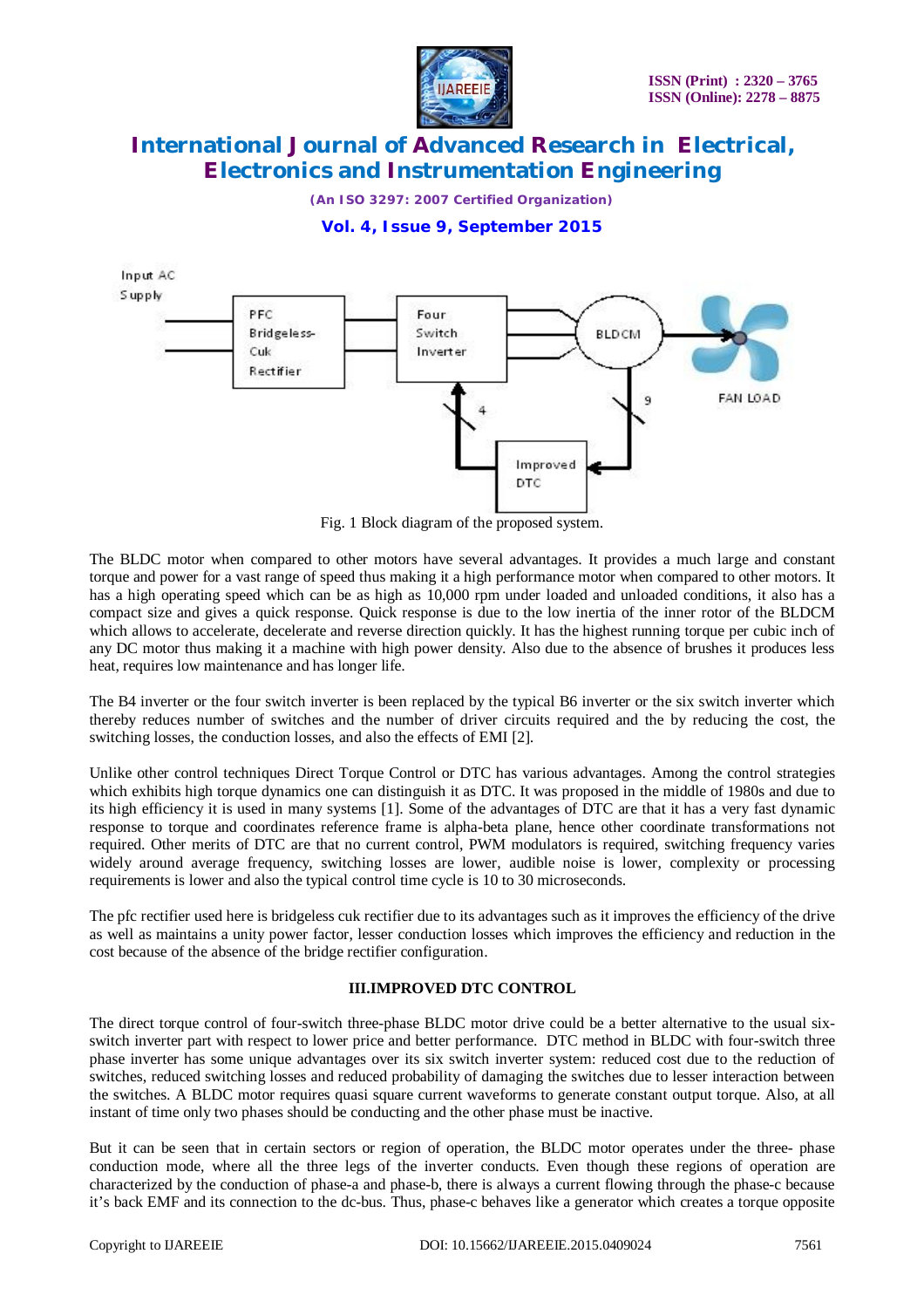Fig. 1 Block diagram of the proposed system.

The BLDC motor when compared to other motors have several advantages. It provides a much large and constant torque and power for a vast range of speed thus making it a high performance motor when compared to other motors. It has a high operating speed which can be as high as 10,000 rpm under loaded and unloaded conditions, it also has a compact size and gives a quick response. Quick response is due to the low inertia of the inner rotor of the BLDCM which allows to accelerate, decelerate and reverse direction quickly. It has the highest running torque per cubic inch of any DC motor thus making it a machine with high power density. Also due to the absence of brushes it produces less heat, requires low maintenance and has longer life.

The B4 inverter or the four switch inverter is been replaced by the typical B6 inverter or the six switch inverter which thereby reduces number of switches and the number of driver circuits required and the by reducing the cost, the switching losses, the conduction losses, and also the effects of EMI [2].

Unlike other control techniques Direct Torque Control or DTC has various advantages. Among the control strategies which exhibits high torque dynamics one can distinguish it as DTC. It was proposed in the middle of 1980s and due to its high efficiency it is used in many systems [1]. Some of the advantages of DTC are that it has a very fast dynamic response to torque and coordinates reference frame is alpha-beta plane, hence other coordinate transformations not required. Other merits of DTC are that no current control, PWM modulators is required, switching frequency varies widely around average frequency, switching losses are lower, audible noise is lower, complexity or processing requirements is lower and also the typical control time cycle is 10 to 30 microseconds.

The pfc rectifier used here is bridgeless cuk rectifier due to its advantages such as it improves the efficiency of the drive as well as maintains a unity power factor, lesser conduction losses which improves the efficiency and reduction in the cost because of the absence of the bridge rectifier configuration.

## III.IMPROVED DTC CONTROL

The direct torque control of four-switch three-phase BLDC motor drive could be a better alternative to the usual six-switch inverter part with respect to lower price and better performance. DTC method in BLDC with four-switch three phase inverter has some unique advantages over its six switch inverter system: reduced cost due to the reduction of switches, reduced switching losses and reduced probability of damaging the switches due to lesser interaction between the switches. A BLDC motor requires quasi square current waveforms to generate constant output torque. Also, at all instant of time only two phases should be conducting and the other phase must be inactive.

But it can be seen that in certain sectors or region of operation, the BLDC motor operates under the three- phase conduction mode, where all the three legs of the inverter conducts. Even though these regions of operation are characterized by the conduction of phase-a and phase-b, there is always a current flowing through the phase-c because it's back EMF and its connection to the dc-bus. Thus, phase-c behaves like a generator which creates a torque opposite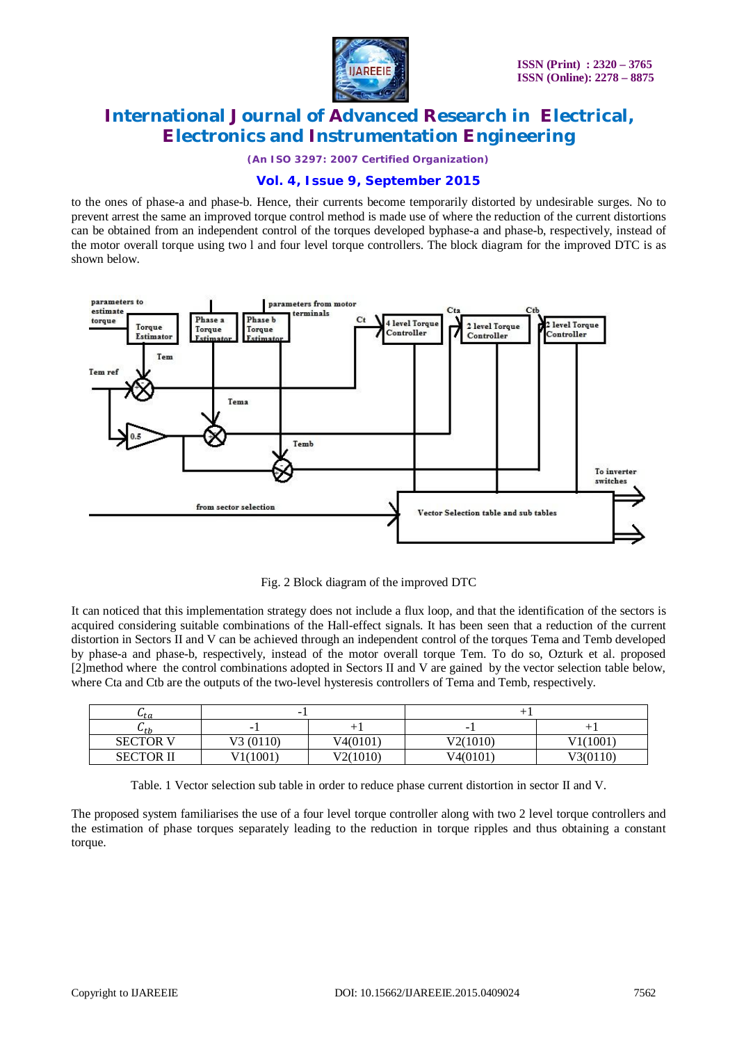to the ones of phase-a and phase-b. Hence, their currents become temporarily distorted by undesirable surges. No to prevent arrest the same an improved torque control method is made use of where the reduction of the current distortions can be obtained from an independent control of the torques developed byphase-a and phase-b, respectively, instead of the motor overall torque using two l and four level torque controllers. The block diagram for the improved DTC is as shown below.

Fig. 2 Block diagram of the improved DTC

It can noticed that this implementation strategy does not include a flux loop, and that the identification of the sectors is acquired considering suitable combinations of the Hall-effect signals. It has been seen that a reduction of the current distortion in Sectors II and V can be achieved through an independent control of the torques Tema and Temb developed by phase-a and phase-b, respectively, instead of the motor overall torque Tem. To do so, Ozturk et al. proposed [2]method where the control combinations adopted in Sectors II and V are gained by the vector selection table below, where Cta and Ctb are the outputs of the two-level hysteresis controllers of Tema and Temb, respectively.

| $C_{ta}$ | -1 | | +1 | |
|---|---|---|---|---|
| $C_{tb}$ | -1 | +1 | -1 | +1 |
| SECTOR V | V3 (0110) | V4(0101) | V2(1010) | V1(1001) |
| SECTOR II | V1(1001) | V2(1010) | V4(0101) | V3(0110) |

Table. 1 Vector selection sub table in order to reduce phase current distortion in sector II and V.

The proposed system familiarises the use of a four level torque controller along with two 2 level torque controllers and the estimation of phase torques separately leading to the reduction in torque ripples and thus obtaining a constant torque.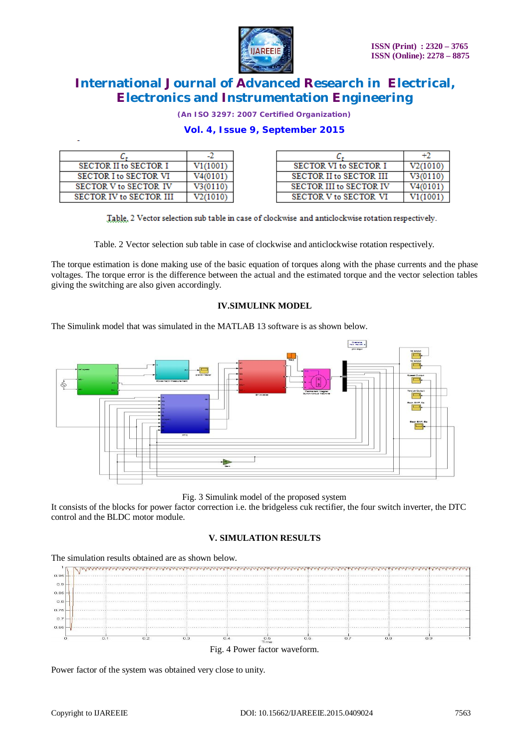-

| $C_t$ | -2 |
| --- | --- |
| SECTOR II to SECTOR I | V1(1001) |
| SECTOR I to SECTOR VI | V4(0101) |
| SECTOR V to SECTOR IV | V3(0110) |
| SECTOR IV to SECTOR III | V2(1010) |

| $C_t$ | +2 |
| --- | --- |
| SECTOR VI to SECTOR I | V2(1010) |
| SECTOR II to SECTOR III | V3(0110) |
| SECTOR III to SECTOR IV | V4(0101) |
| SECTOR V to SECTOR VI | V1(1001) |

Table. 2 Vector selection sub table in case of clockwise and anticlockwise rotation respectively.

Table. 2 Vector selection sub table in case of clockwise and anticlockwise rotation respectively.

The torque estimation is done making use of the basic equation of torques along with the phase currents and the phase voltages. The torque error is the difference between the actual and the estimated torque and the vector selection tables giving the switching are also given accordingly.

## IV.SIMULINK MODEL

The Simulink model that was simulated in the MATLAB 13 software is as shown below.

Fig. 3 Simulink model of the proposed system

It consists of the blocks for power factor correction i.e. the bridgeless cuk rectifier, the four switch inverter, the DTC control and the BLDC motor module.

## V. SIMULATION RESULTS

The simulation results obtained are as shown below.

Fig. 4 Power factor waveform.

Power factor of the system was obtained very close to unity.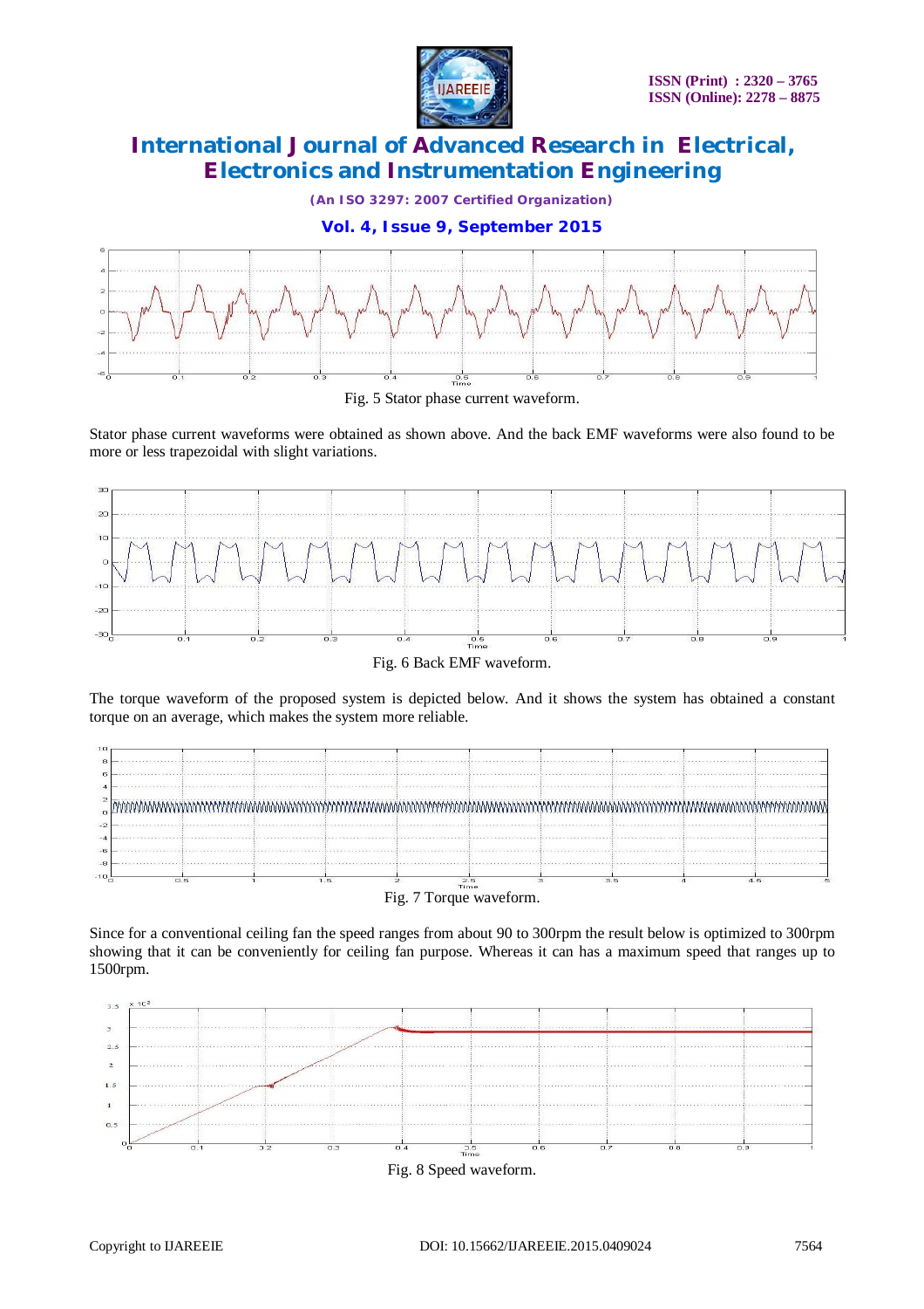Fig. 5 Stator phase current waveform.

Stator phase current waveforms were obtained as shown above. And the back EMF waveforms were also found to be more or less trapezoidal with slight variations.

Fig. 6 Back EMF waveform.

The torque waveform of the proposed system is depicted below. And it shows the system has obtained a constant torque on an average, which makes the system more reliable.

Fig. 7 Torque waveform.

Since for a conventional ceiling fan the speed ranges from about 90 to 300rpm the result below is optimized to 300rpm showing that it can be conveniently for ceiling fan purpose. Whereas it can has a maximum speed that ranges up to 1500rpm.

Fig. 8 Speed waveform.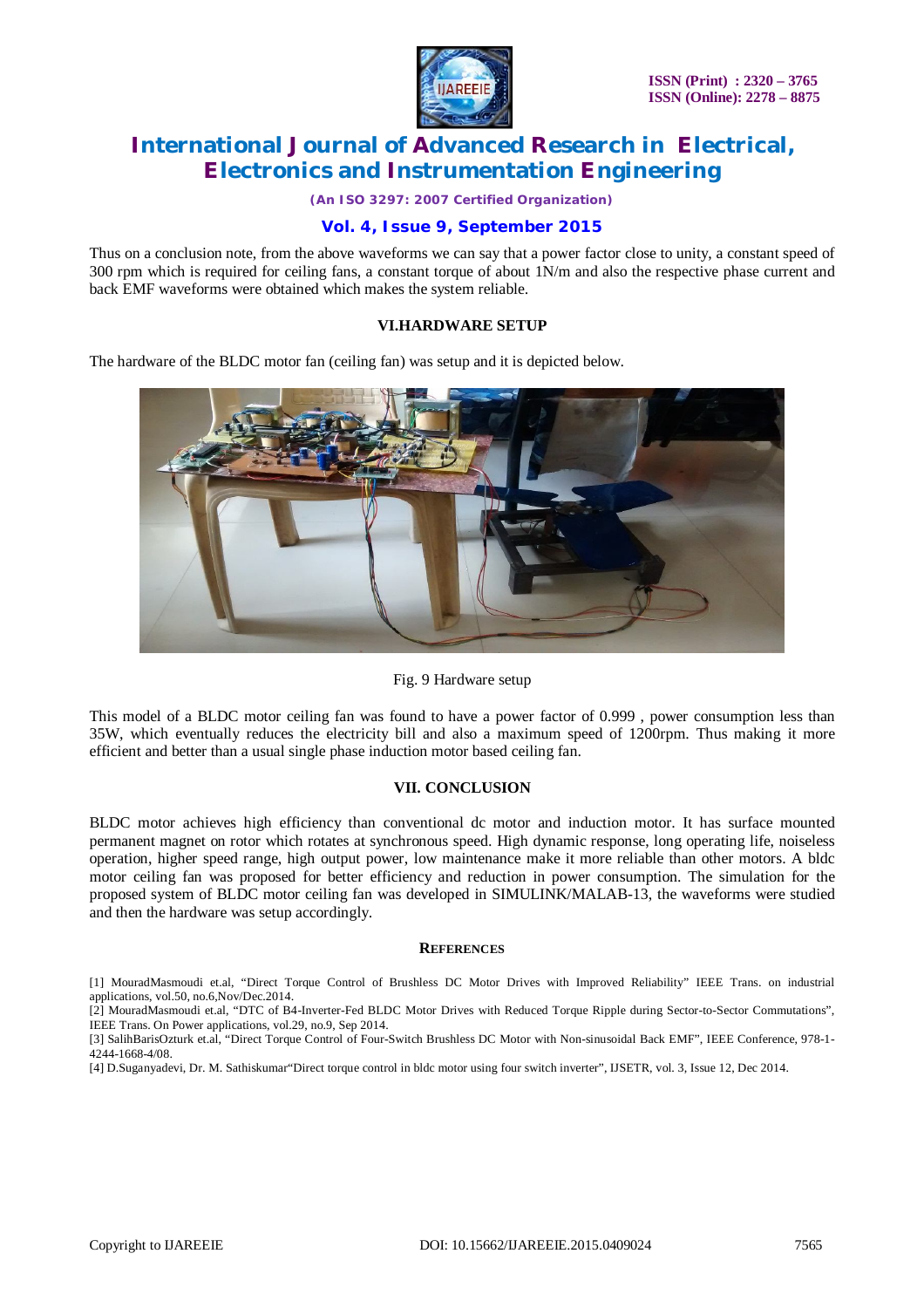Thus on a conclusion note, from the above waveforms we can say that a power factor close to unity, a constant speed of 300 rpm which is required for ceiling fans, a constant torque of about 1N/m and also the respective phase current and back EMF waveforms were obtained which makes the system reliable.

## VI.HARDWARE SETUP

The hardware of the BLDC motor fan (ceiling fan) was setup and it is depicted below.

Fig. 9 Hardware setup

This model of a BLDC motor ceiling fan was found to have a power factor of 0.999 , power consumption less than 35W, which eventually reduces the electricity bill and also a maximum speed of 1200rpm. Thus making it more efficient and better than a usual single phase induction motor based ceiling fan.

## VII. CONCLUSION

BLDC motor achieves high efficiency than conventional dc motor and induction motor. It has surface mounted permanent magnet on rotor which rotates at synchronous speed. High dynamic response, long operating life, noiseless operation, higher speed range, high output power, low maintenance make it more reliable than other motors. A bldc motor ceiling fan was proposed for better efficiency and reduction in power consumption. The simulation for the proposed system of BLDC motor ceiling fan was developed in SIMULINK/MALAB-13, the waveforms were studied and then the hardware was setup accordingly.

## REFERENCES

[1] MouradMasmoudi et.al, "Direct Torque Control of Brushless DC Motor Drives with Improved Reliability" IEEE Trans. on industrial applications, vol.50, no.6,Nov/Dec.2014.

[2] MouradMasmoudi et.al, "DTC of B4-Inverter-Fed BLDC Motor Drives with Reduced Torque Ripple during Sector-to-Sector Commutations", IEEE Trans. On Power applications, vol.29, no.9, Sep 2014.

[3] SalihBarisOzturk et.al, "Direct Torque Control of Four-Switch Brushless DC Motor with Non-sinusoidal Back EMF", IEEE Conference, 978-1-4244-1668-4/08.

[4] D.Suganyadevi, Dr. M. Sathiskumar"Direct torque control in bldc motor using four switch inverter", IJSETR, vol. 3, Issue 12, Dec 2014.